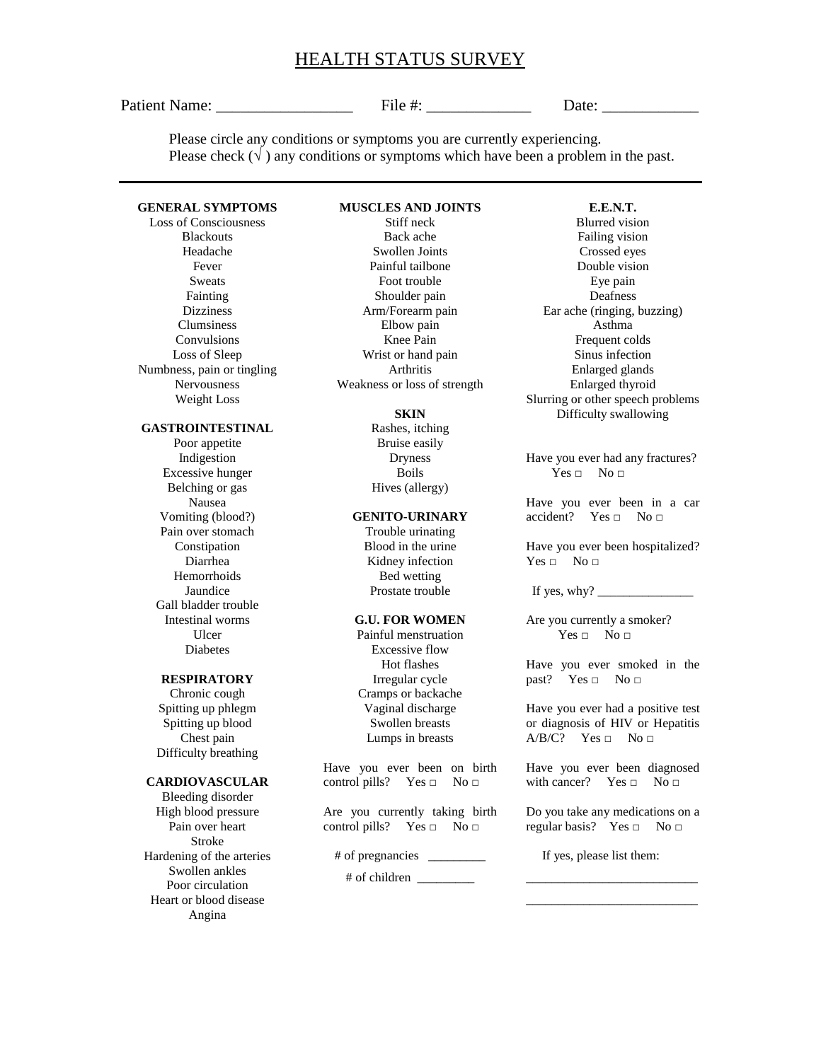# HEALTH STATUS SURVEY

Patient Name: _________________ File #: _____________ Date: ____________

Please circle any conditions or symptoms you are currently experiencing.
Please check (√ ) any conditions or symptoms which have been a problem in the past.

---

**GENERAL SYMPTOMS**

Loss of Consciousness
Blackouts
Headache
Fever
Sweats
Fainting
Dizziness
Clumsiness
Convulsions
Loss of Sleep
Numbness, pain or tingling
Nervousness
Weight Loss

**GASTROINTESTINAL**

Poor appetite
Indigestion
Excessive hunger
Belching or gas
Nausea
Vomiting (blood?)
Pain over stomach
Constipation
Diarrhea
Hemorrhoids
Jaundice
Gall bladder trouble
Intestinal worms
Ulcer
Diabetes

**RESPIRATORY**

Chronic cough
Spitting up phlegm
Spitting up blood
Chest pain
Difficulty breathing

**CARDIOVASCULAR**

Bleeding disorder
High blood pressure
Pain over heart
Stroke
Hardening of the arteries
Swollen ankles
Poor circulation
Heart or blood disease
Angina

**MUSCLES AND JOINTS**

Stiff neck
Back ache
Swollen Joints
Painful tailbone
Foot trouble
Shoulder pain
Arm/Forearm pain
Elbow pain
Knee Pain
Wrist or hand pain
Arthritis
Weakness or loss of strength

**SKIN**

Rashes, itching
Bruise easily
Dryness
Boils
Hives (allergy)

**GENITO-URINARY**

Trouble urinating
Blood in the urine
Kidney infection
Bed wetting
Prostate trouble

**G.U. FOR WOMEN**

Painful menstruation
Excessive flow
Hot flashes
Irregular cycle
Cramps or backache
Vaginal discharge
Swollen breasts
Lumps in breasts

Have you ever been on birth control pills? Yes □ No □

Are you currently taking birth control pills? Yes □ No □

# of pregnancies _________

# of children _________

**E.E.N.T.**

Blurred vision
Failing vision
Crossed eyes
Double vision
Eye pain
Deafness
Ear ache (ringing, buzzing)
Asthma
Frequent colds
Sinus infection
Enlarged glands
Enlarged thyroid
Slurring or other speech problems
Difficulty swallowing

Have you ever had any fractures? Yes □ No □

Have you ever been in a car accident? Yes □ No □

Have you ever been hospitalized? Yes □ No □

If yes, why? _______________

Are you currently a smoker? Yes □ No □

Have you ever smoked in the past? Yes □ No □

Have you ever had a positive test or diagnosis of HIV or Hepatitis A/B/C? Yes □ No □

Have you ever been diagnosed with cancer? Yes □ No □

Do you take any medications on a regular basis? Yes □ No □

If yes, please list them:

__________________________

__________________________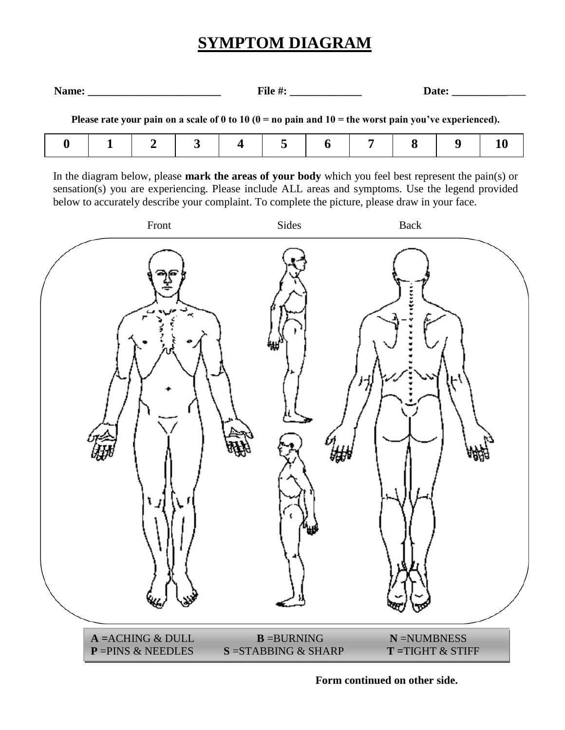# SYMPTOM DIAGRAM

**Name:** ________________________ **File #:** _____________ **Date:** ________________

**Please rate your pain on a scale of 0 to 10 (0 = no pain and 10 = the worst pain you've experienced).**

| | | | | | | | | | | |
|---|---|---|---|---|---|---|---|---|---|---|
| **0** | **1** | **2** | **3** | **4** | **5** | **6** | **7** | **8** | **9** | **10** |

In the diagram below, please **mark the areas of your body** which you feel best represent the pain(s) or sensation(s) you are experiencing. Please include ALL areas and symptoms. Use the legend provided below to accurately describe your complaint. To complete the picture, please draw in your face.

Front

Sides

Back

**A** =ACHING & DULL  **B** =BURNING  **N** =NUMBNESS
**P** =PINS & NEEDLES  **S** =STABBING & SHARP  **T** =TIGHT & STIFF

**Form continued on other side.**